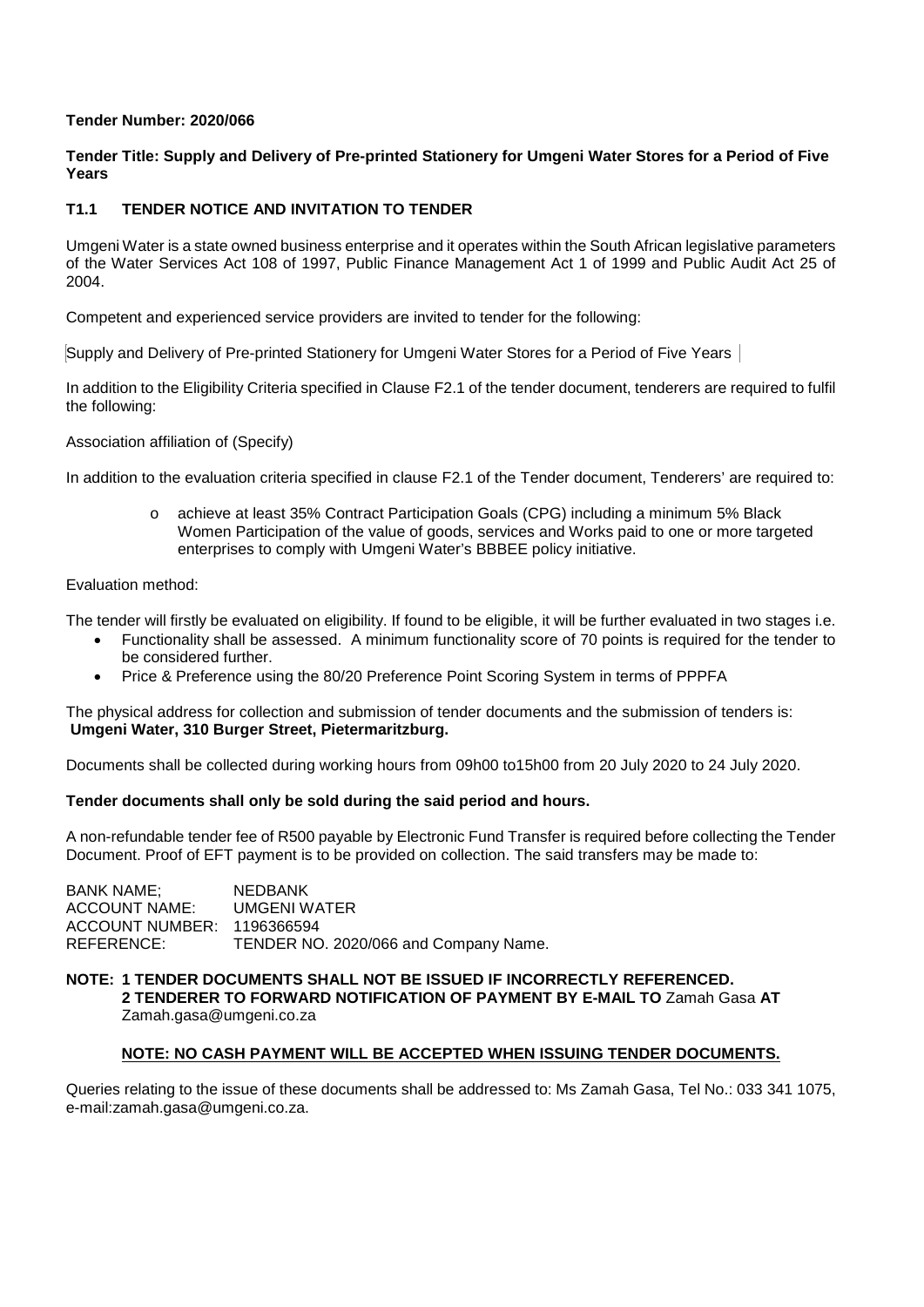**Tender Number: 2020/066**

**Tender Title: Supply and Delivery of Pre-printed Stationery for Umgeni Water Stores for a Period of Five Years**

## T1.1 TENDER NOTICE AND INVITATION TO TENDER

Umgeni Water is a state owned business enterprise and it operates within the South African legislative parameters of the Water Services Act 108 of 1997, Public Finance Management Act 1 of 1999 and Public Audit Act 25 of 2004.

Competent and experienced service providers are invited to tender for the following:

Supply and Delivery of Pre-printed Stationery for Umgeni Water Stores for a Period of Five Years

In addition to the Eligibility Criteria specified in Clause F2.1 of the tender document, tenderers are required to fulfil the following:

Association affiliation of (Specify)

In addition to the evaluation criteria specified in clause F2.1 of the Tender document, Tenderers' are required to:

- achieve at least 35% Contract Participation Goals (CPG) including a minimum 5% Black Women Participation of the value of goods, services and Works paid to one or more targeted enterprises to comply with Umgeni Water's BBBEE policy initiative.

Evaluation method:

The tender will firstly be evaluated on eligibility. If found to be eligible, it will be further evaluated in two stages i.e.

- Functionality shall be assessed. A minimum functionality score of 70 points is required for the tender to be considered further.
- Price & Preference using the 80/20 Preference Point Scoring System in terms of PPPFA

The physical address for collection and submission of tender documents and the submission of tenders is:
**Umgeni Water, 310 Burger Street, Pietermaritzburg.**

Documents shall be collected during working hours from 09h00 to15h00 from 20 July 2020 to 24 July 2020.

**Tender documents shall only be sold during the said period and hours.**

A non-refundable tender fee of R500 payable by Electronic Fund Transfer is required before collecting the Tender Document. Proof of EFT payment is to be provided on collection. The said transfers may be made to:

BANK NAME; NEDBANK
ACCOUNT NAME: UMGENI WATER
ACCOUNT NUMBER: 1196366594
REFERENCE: TENDER NO. 2020/066 and Company Name.

**NOTE: 1 TENDER DOCUMENTS SHALL NOT BE ISSUED IF INCORRECTLY REFERENCED.**
**2 TENDERER TO FORWARD NOTIFICATION OF PAYMENT BY E-MAIL TO** Zamah Gasa **AT** Zamah.gasa@umgeni.co.za

**NOTE: NO CASH PAYMENT WILL BE ACCEPTED WHEN ISSUING TENDER DOCUMENTS.**

Queries relating to the issue of these documents shall be addressed to: Ms Zamah Gasa, Tel No.: 033 341 1075, e-mail:zamah.gasa@umgeni.co.za.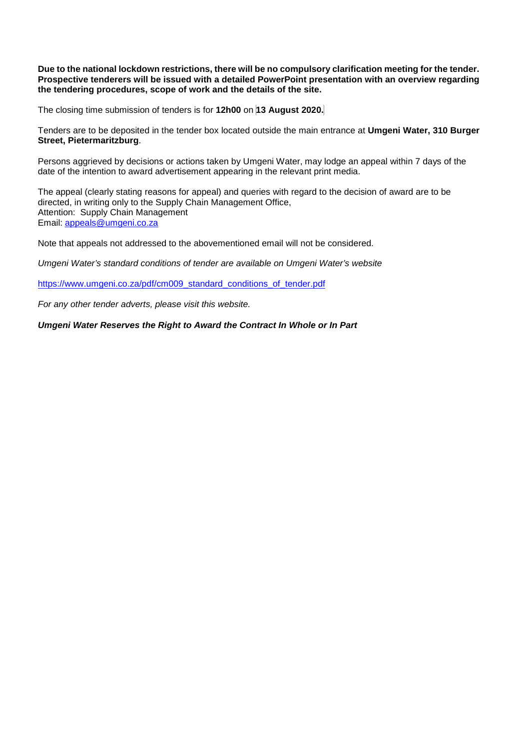**Due to the national lockdown restrictions, there will be no compulsory clarification meeting for the tender. Prospective tenderers will be issued with a detailed PowerPoint presentation with an overview regarding the tendering procedures, scope of work and the details of the site.**

The closing time submission of tenders is for **12h00** on **13 August 2020.**

Tenders are to be deposited in the tender box located outside the main entrance at **Umgeni Water, 310 Burger Street, Pietermaritzburg**.

Persons aggrieved by decisions or actions taken by Umgeni Water, may lodge an appeal within 7 days of the date of the intention to award advertisement appearing in the relevant print media.

The appeal (clearly stating reasons for appeal) and queries with regard to the decision of award are to be directed, in writing only to the Supply Chain Management Office,
Attention: Supply Chain Management
Email: appeals@umgeni.co.za

Note that appeals not addressed to the abovementioned email will not be considered.

*Umgeni Water's standard conditions of tender are available on Umgeni Water's website*

https://www.umgeni.co.za/pdf/cm009_standard_conditions_of_tender.pdf

*For any other tender adverts, please visit this website.*

***Umgeni Water Reserves the Right to Award the Contract In Whole or In Part***